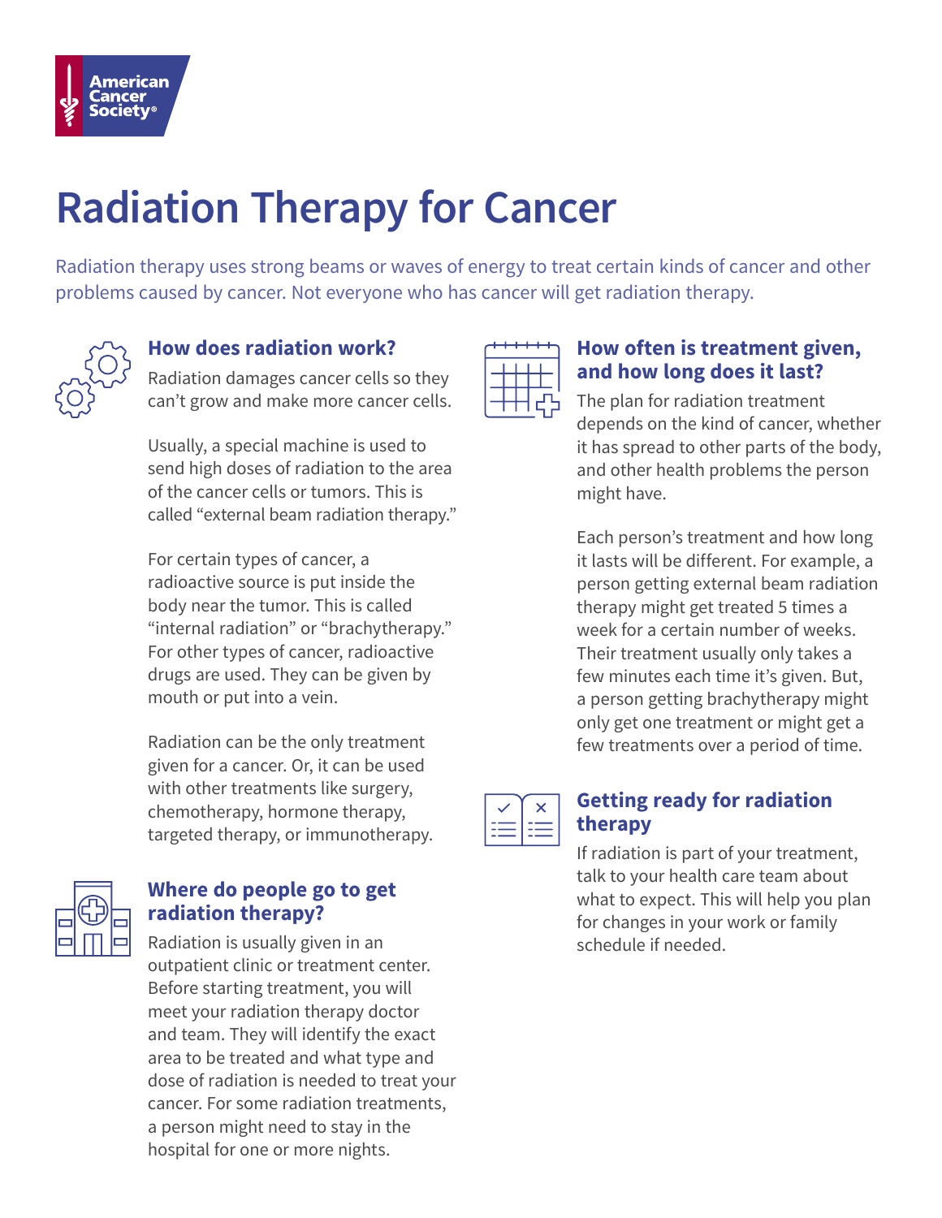American Cancer Society®

# Radiation Therapy for Cancer

Radiation therapy uses strong beams or waves of energy to treat certain kinds of cancer and other problems caused by cancer. Not everyone who has cancer will get radiation therapy.

## How does radiation work?

Radiation damages cancer cells so they can't grow and make more cancer cells.

Usually, a special machine is used to send high doses of radiation to the area of the cancer cells or tumors. This is called "external beam radiation therapy."

For certain types of cancer, a radioactive source is put inside the body near the tumor. This is called "internal radiation" or "brachytherapy." For other types of cancer, radioactive drugs are used. They can be given by mouth or put into a vein.

Radiation can be the only treatment given for a cancer. Or, it can be used with other treatments like surgery, chemotherapy, hormone therapy, targeted therapy, or immunotherapy.

## Where do people go to get radiation therapy?

Radiation is usually given in an outpatient clinic or treatment center. Before starting treatment, you will meet your radiation therapy doctor and team. They will identify the exact area to be treated and what type and dose of radiation is needed to treat your cancer. For some radiation treatments, a person might need to stay in the hospital for one or more nights.

## How often is treatment given, and how long does it last?

The plan for radiation treatment depends on the kind of cancer, whether it has spread to other parts of the body, and other health problems the person might have.

Each person's treatment and how long it lasts will be different. For example, a person getting external beam radiation therapy might get treated 5 times a week for a certain number of weeks. Their treatment usually only takes a few minutes each time it's given. But, a person getting brachytherapy might only get one treatment or might get a few treatments over a period of time.

## Getting ready for radiation therapy

If radiation is part of your treatment, talk to your health care team about what to expect. This will help you plan for changes in your work or family schedule if needed.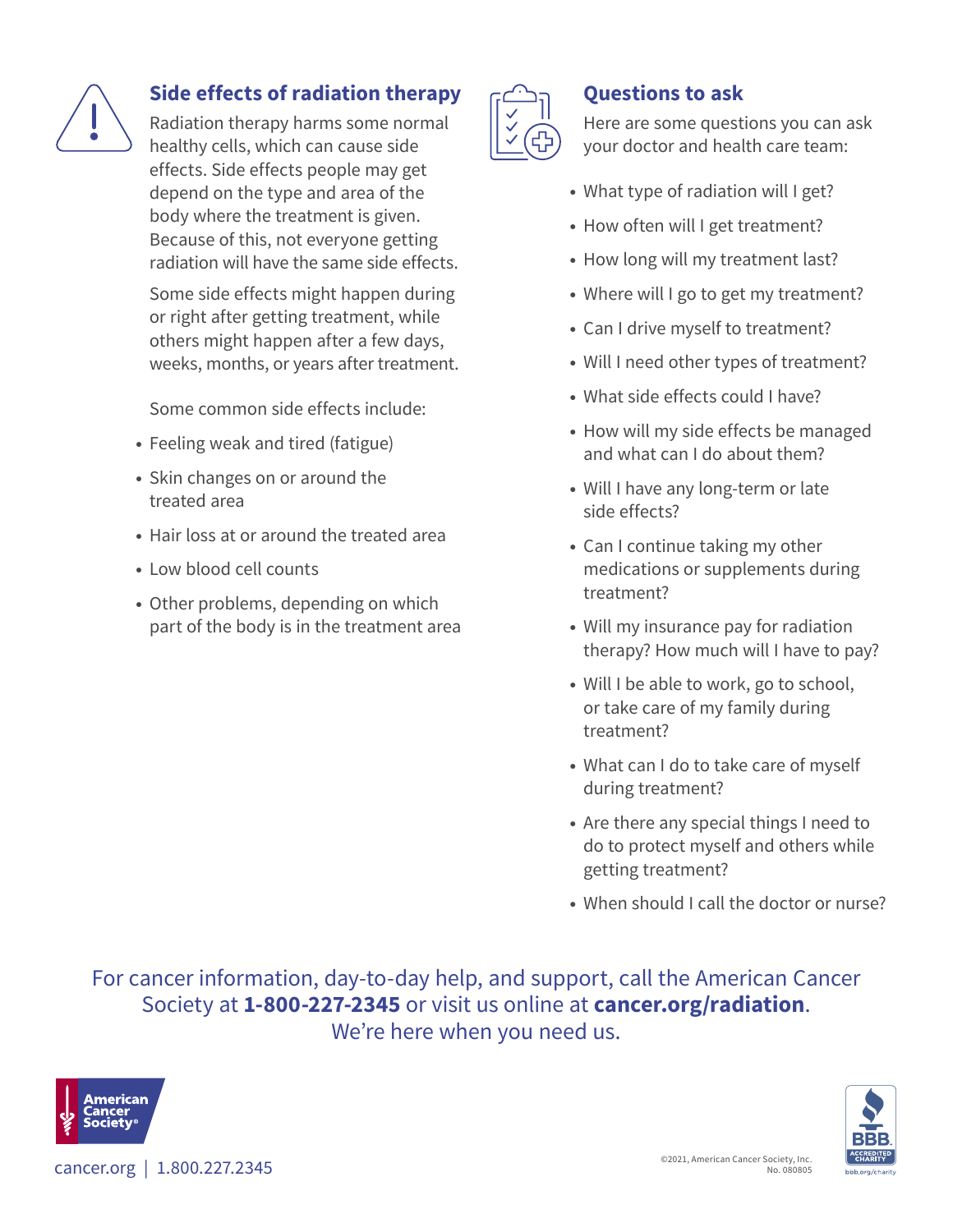## Side effects of radiation therapy

Radiation therapy harms some normal healthy cells, which can cause side effects. Side effects people may get depend on the type and area of the body where the treatment is given. Because of this, not everyone getting radiation will have the same side effects.

Some side effects might happen during or right after getting treatment, while others might happen after a few days, weeks, months, or years after treatment.

Some common side effects include:

- Feeling weak and tired (fatigue)
- Skin changes on or around the treated area
- Hair loss at or around the treated area
- Low blood cell counts
- Other problems, depending on which part of the body is in the treatment area

## Questions to ask

Here are some questions you can ask your doctor and health care team:

- What type of radiation will I get?
- How often will I get treatment?
- How long will my treatment last?
- Where will I go to get my treatment?
- Can I drive myself to treatment?
- Will I need other types of treatment?
- What side effects could I have?
- How will my side effects be managed and what can I do about them?
- Will I have any long-term or late side effects?
- Can I continue taking my other medications or supplements during treatment?
- Will my insurance pay for radiation therapy? How much will I have to pay?
- Will I be able to work, go to school, or take care of my family during treatment?
- What can I do to take care of myself during treatment?
- Are there any special things I need to do to protect myself and others while getting treatment?
- When should I call the doctor or nurse?

For cancer information, day-to-day help, and support, call the American Cancer Society at **1-800-227-2345** or visit us online at **cancer.org/radiation**. We're here when you need us.

American Cancer Society®

cancer.org | 1.800.227.2345

©2021, American Cancer Society, Inc.
No. 080805

BBB. ACCREDITED CHARITY
bbb.org/charity